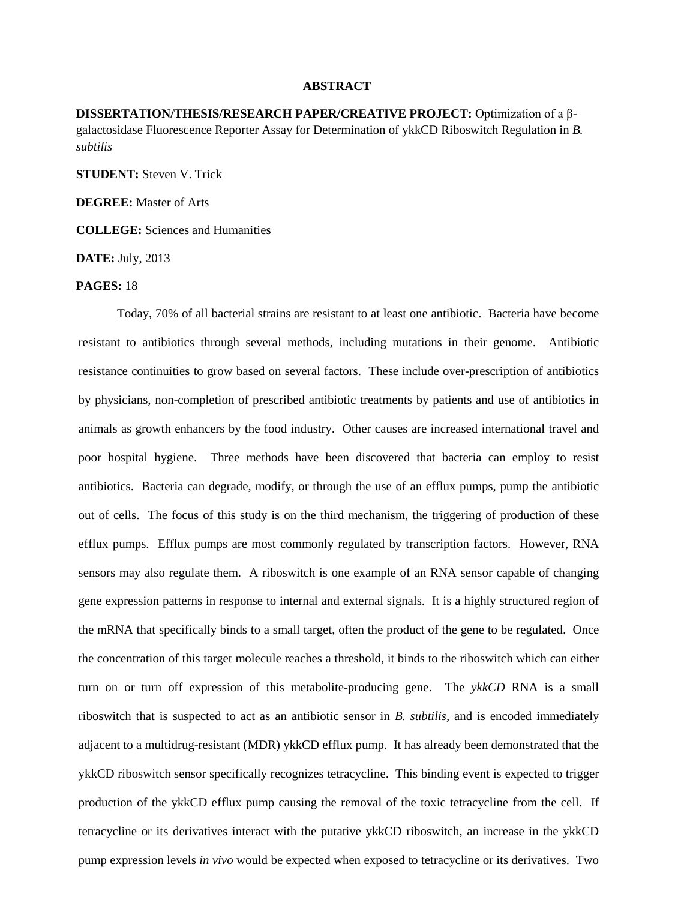# ABSTRACT

**DISSERTATION/THESIS/RESEARCH PAPER/CREATIVE PROJECT:** Optimization of a β-galactosidase Fluorescence Reporter Assay for Determination of ykkCD Riboswitch Regulation in *B. subtilis*

**STUDENT:** Steven V. Trick

**DEGREE:** Master of Arts

**COLLEGE:** Sciences and Humanities

**DATE:** July, 2013

**PAGES:** 18

Today, 70% of all bacterial strains are resistant to at least one antibiotic. Bacteria have become resistant to antibiotics through several methods, including mutations in their genome. Antibiotic resistance continuities to grow based on several factors. These include over-prescription of antibiotics by physicians, non-completion of prescribed antibiotic treatments by patients and use of antibiotics in animals as growth enhancers by the food industry. Other causes are increased international travel and poor hospital hygiene. Three methods have been discovered that bacteria can employ to resist antibiotics. Bacteria can degrade, modify, or through the use of an efflux pumps, pump the antibiotic out of cells. The focus of this study is on the third mechanism, the triggering of production of these efflux pumps. Efflux pumps are most commonly regulated by transcription factors. However, RNA sensors may also regulate them. A riboswitch is one example of an RNA sensor capable of changing gene expression patterns in response to internal and external signals. It is a highly structured region of the mRNA that specifically binds to a small target, often the product of the gene to be regulated. Once the concentration of this target molecule reaches a threshold, it binds to the riboswitch which can either turn on or turn off expression of this metabolite-producing gene. The *ykkCD* RNA is a small riboswitch that is suspected to act as an antibiotic sensor in *B. subtilis*, and is encoded immediately adjacent to a multidrug-resistant (MDR) ykkCD efflux pump. It has already been demonstrated that the ykkCD riboswitch sensor specifically recognizes tetracycline. This binding event is expected to trigger production of the ykkCD efflux pump causing the removal of the toxic tetracycline from the cell. If tetracycline or its derivatives interact with the putative ykkCD riboswitch, an increase in the ykkCD pump expression levels *in vivo* would be expected when exposed to tetracycline or its derivatives. Two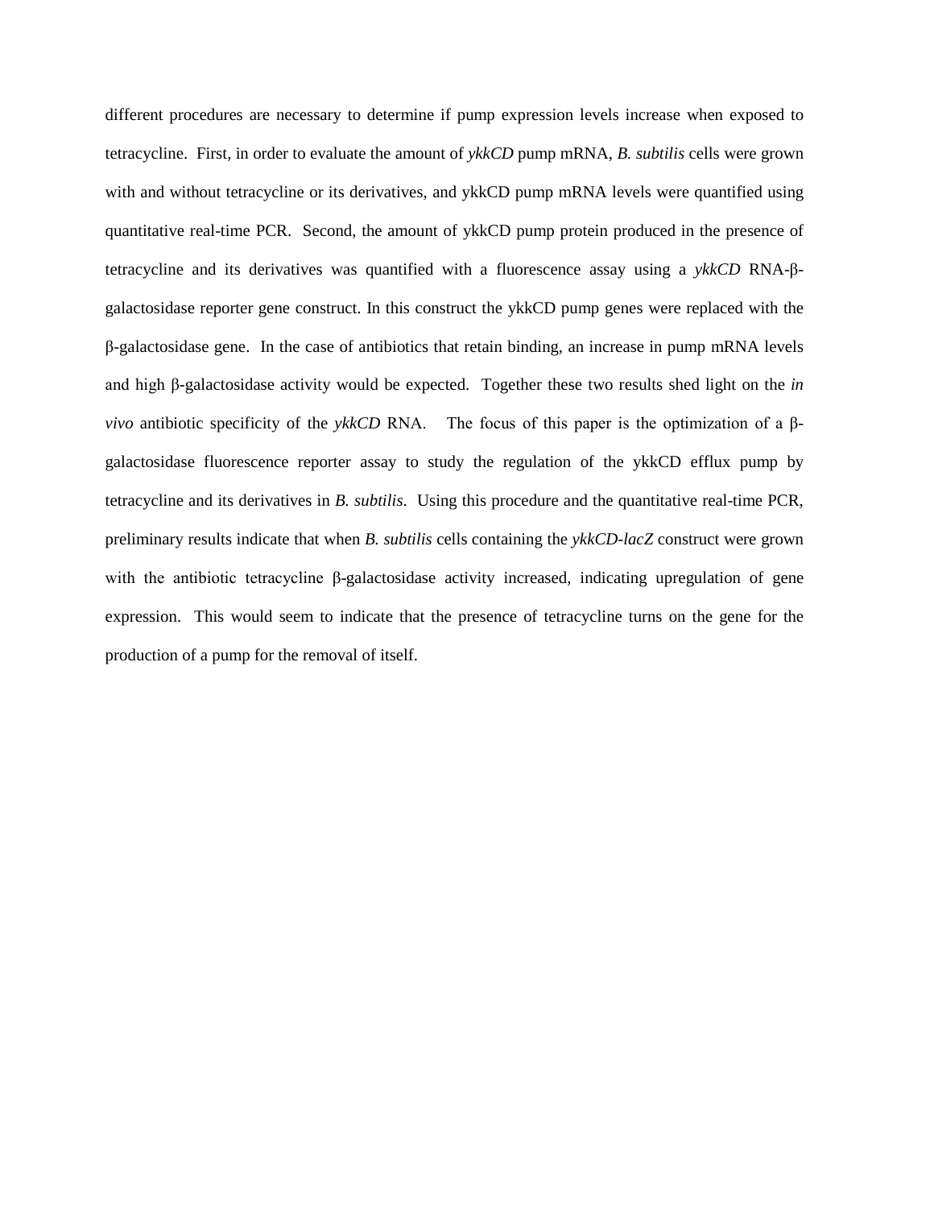different procedures are necessary to determine if pump expression levels increase when exposed to tetracycline. First, in order to evaluate the amount of *ykkCD* pump mRNA, *B. subtilis* cells were grown with and without tetracycline or its derivatives, and ykkCD pump mRNA levels were quantified using quantitative real-time PCR. Second, the amount of ykkCD pump protein produced in the presence of tetracycline and its derivatives was quantified with a fluorescence assay using a *ykkCD* RNA-β-galactosidase reporter gene construct. In this construct the ykkCD pump genes were replaced with the β-galactosidase gene. In the case of antibiotics that retain binding, an increase in pump mRNA levels and high β-galactosidase activity would be expected. Together these two results shed light on the *in vivo* antibiotic specificity of the *ykkCD* RNA. The focus of this paper is the optimization of a β-galactosidase fluorescence reporter assay to study the regulation of the ykkCD efflux pump by tetracycline and its derivatives in *B. subtilis*. Using this procedure and the quantitative real-time PCR, preliminary results indicate that when *B. subtilis* cells containing the *ykkCD-lacZ* construct were grown with the antibiotic tetracycline β-galactosidase activity increased, indicating upregulation of gene expression. This would seem to indicate that the presence of tetracycline turns on the gene for the production of a pump for the removal of itself.